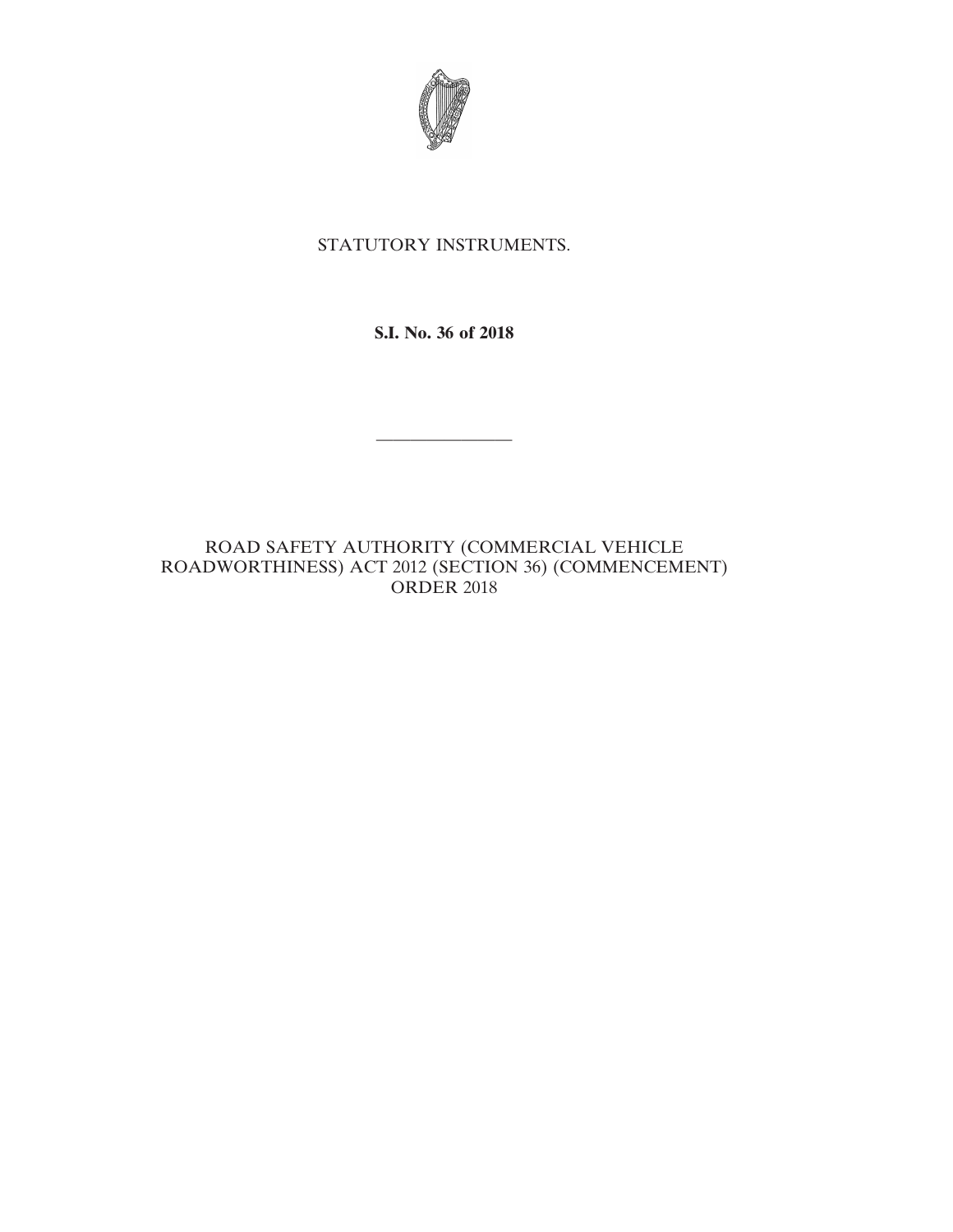STATUTORY INSTRUMENTS.

**S.I. No. 36 of 2018**

---

ROAD SAFETY AUTHORITY (COMMERCIAL VEHICLE ROADWORTHINESS) ACT 2012 (SECTION 36) (COMMENCEMENT) ORDER 2018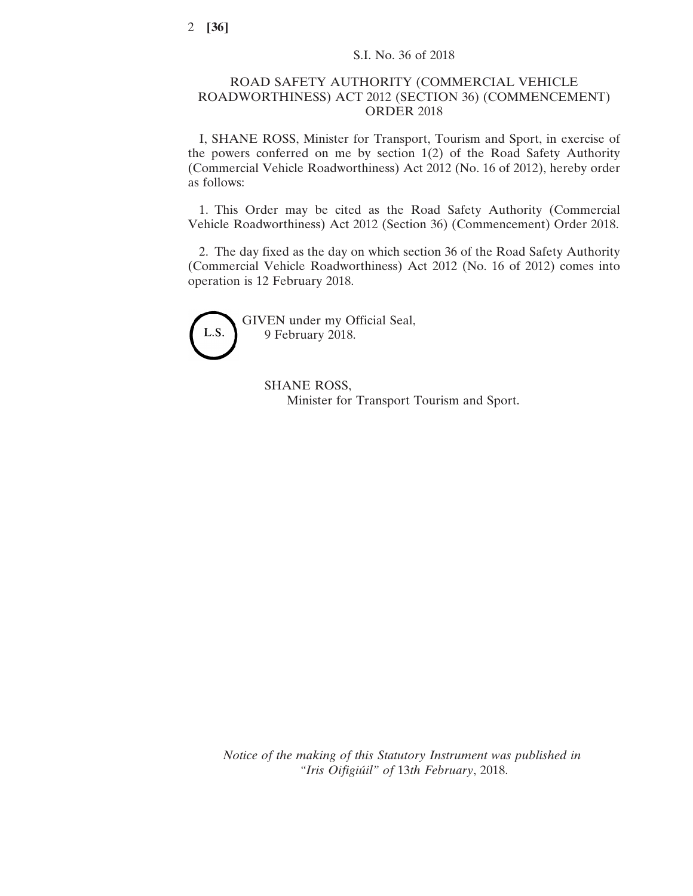S.I. No. 36 of 2018

# ROAD SAFETY AUTHORITY (COMMERCIAL VEHICLE ROADWORTHINESS) ACT 2012 (SECTION 36) (COMMENCEMENT) ORDER 2018

I, SHANE ROSS, Minister for Transport, Tourism and Sport, in exercise of the powers conferred on me by section 1(2) of the Road Safety Authority (Commercial Vehicle Roadworthiness) Act 2012 (No. 16 of 2012), hereby order as follows:

1. This Order may be cited as the Road Safety Authority (Commercial Vehicle Roadworthiness) Act 2012 (Section 36) (Commencement) Order 2018.

2. The day fixed as the day on which section 36 of the Road Safety Authority (Commercial Vehicle Roadworthiness) Act 2012 (No. 16 of 2012) comes into operation is 12 February 2018.

L.S.

GIVEN under my Official Seal,
9 February 2018.

SHANE ROSS,
Minister for Transport Tourism and Sport.

*Notice of the making of this Statutory Instrument was published in "Iris Oifigiúil" of 13th February, 2018.*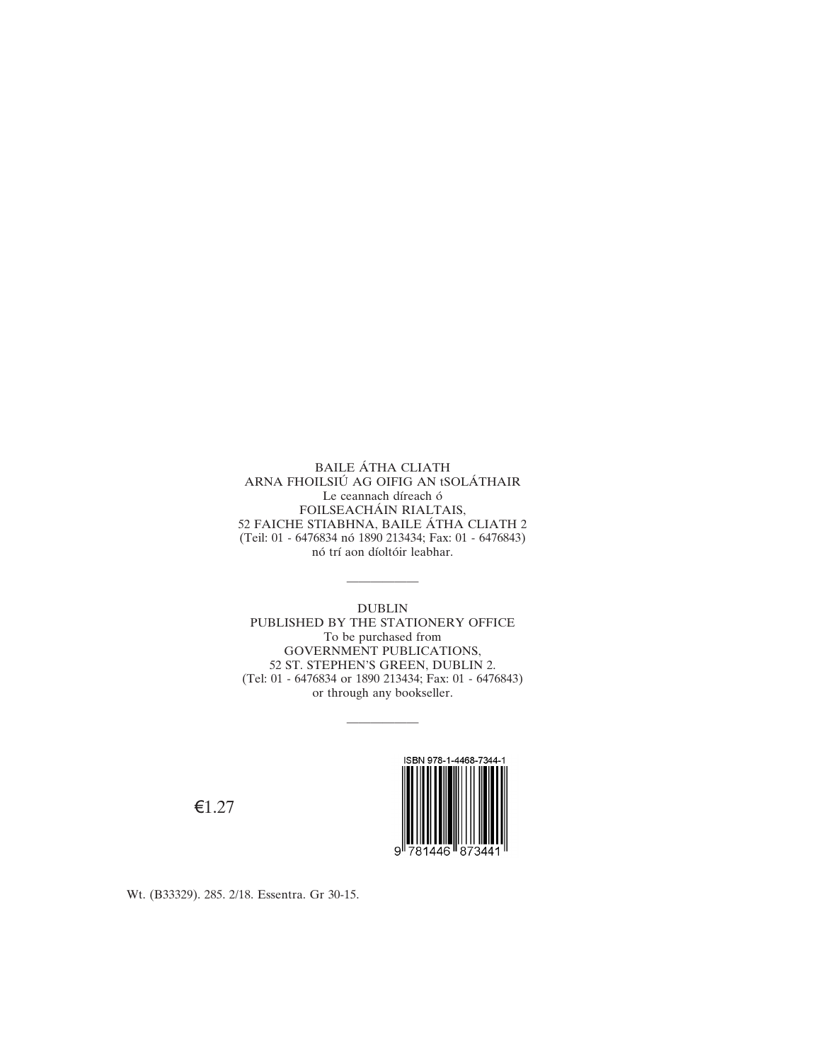BAILE ÁTHA CLIATH
ARNA FHOILSIÚ AG OIFIG AN tSOLÁTHAIR
Le ceannach díreach ó
FOILSEACHÁIN RIALTAIS,
52 FAICHE STIABHNA, BAILE ÁTHA CLIATH 2
(Teil: 01 - 6476834 nó 1890 213434; Fax: 01 - 6476843)
nó trí aon díoltóir leabhar.

---

DUBLIN
PUBLISHED BY THE STATIONERY OFFICE
To be purchased from
GOVERNMENT PUBLICATIONS,
52 ST. STEPHEN'S GREEN, DUBLIN 2.
(Tel: 01 - 6476834 or 1890 213434; Fax: 01 - 6476843)
or through any bookseller.

---

ISBN 978-1-4468-7344-1

9 781446 873441

€1.27

Wt. (B33329). 285. 2/18. Essentra. Gr 30-15.